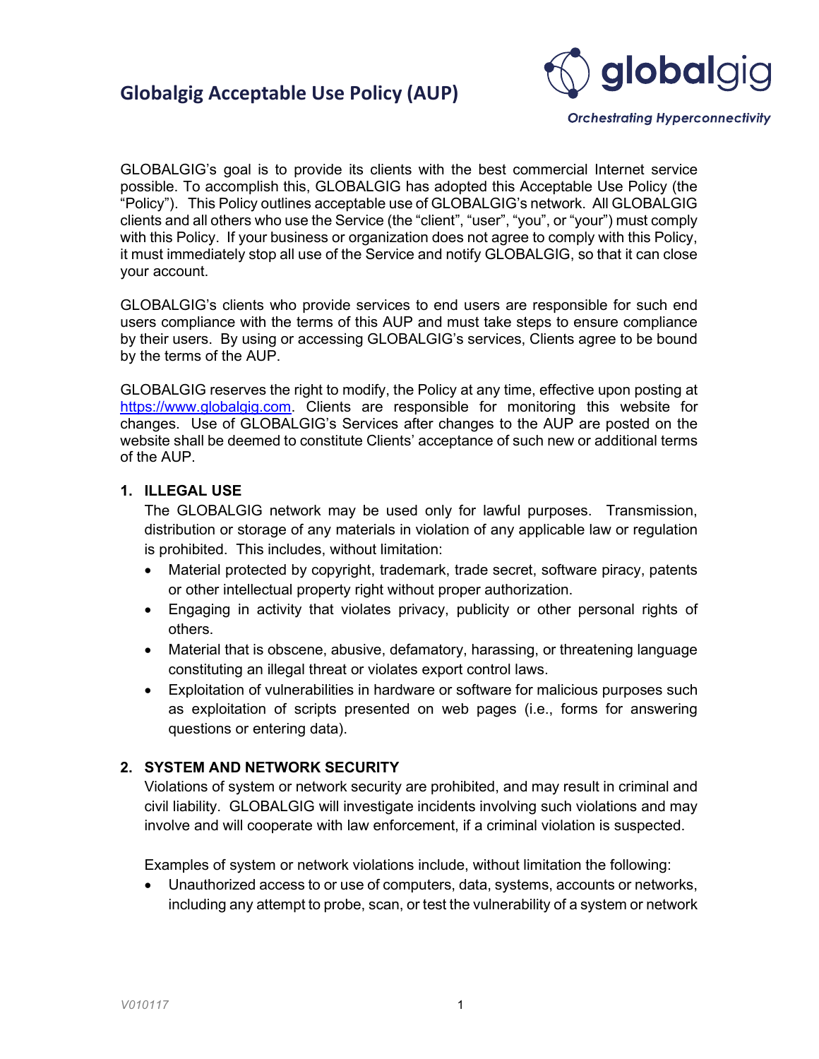# Globalgig Acceptable Use Policy (AUP)

GLOBALGIG's goal is to provide its clients with the best commercial Internet service possible. To accomplish this, GLOBALGIG has adopted this Acceptable Use Policy (the "Policy"). This Policy outlines acceptable use of GLOBALGIG's network. All GLOBALGIG clients and all others who use the Service (the "client", "user", "you", or "your") must comply with this Policy. If your business or organization does not agree to comply with this Policy, it must immediately stop all use of the Service and notify GLOBALGIG, so that it can close your account.

GLOBALGIG's clients who provide services to end users are responsible for such end users compliance with the terms of this AUP and must take steps to ensure compliance by their users. By using or accessing GLOBALGIG's services, Clients agree to be bound by the terms of the AUP.

GLOBALGIG reserves the right to modify, the Policy at any time, effective upon posting at https://www.globalgig.com. Clients are responsible for monitoring this website for changes. Use of GLOBALGIG's Services after changes to the AUP are posted on the website shall be deemed to constitute Clients' acceptance of such new or additional terms of the AUP.

## 1. ILLEGAL USE

The GLOBALGIG network may be used only for lawful purposes. Transmission, distribution or storage of any materials in violation of any applicable law or regulation is prohibited. This includes, without limitation:

- Material protected by copyright, trademark, trade secret, software piracy, patents or other intellectual property right without proper authorization.
- Engaging in activity that violates privacy, publicity or other personal rights of others.
- Material that is obscene, abusive, defamatory, harassing, or threatening language constituting an illegal threat or violates export control laws.
- Exploitation of vulnerabilities in hardware or software for malicious purposes such as exploitation of scripts presented on web pages (i.e., forms for answering questions or entering data).

## 2. SYSTEM AND NETWORK SECURITY

Violations of system or network security are prohibited, and may result in criminal and civil liability. GLOBALGIG will investigate incidents involving such violations and may involve and will cooperate with law enforcement, if a criminal violation is suspected.

Examples of system or network violations include, without limitation the following:

- Unauthorized access to or use of computers, data, systems, accounts or networks, including any attempt to probe, scan, or test the vulnerability of a system or network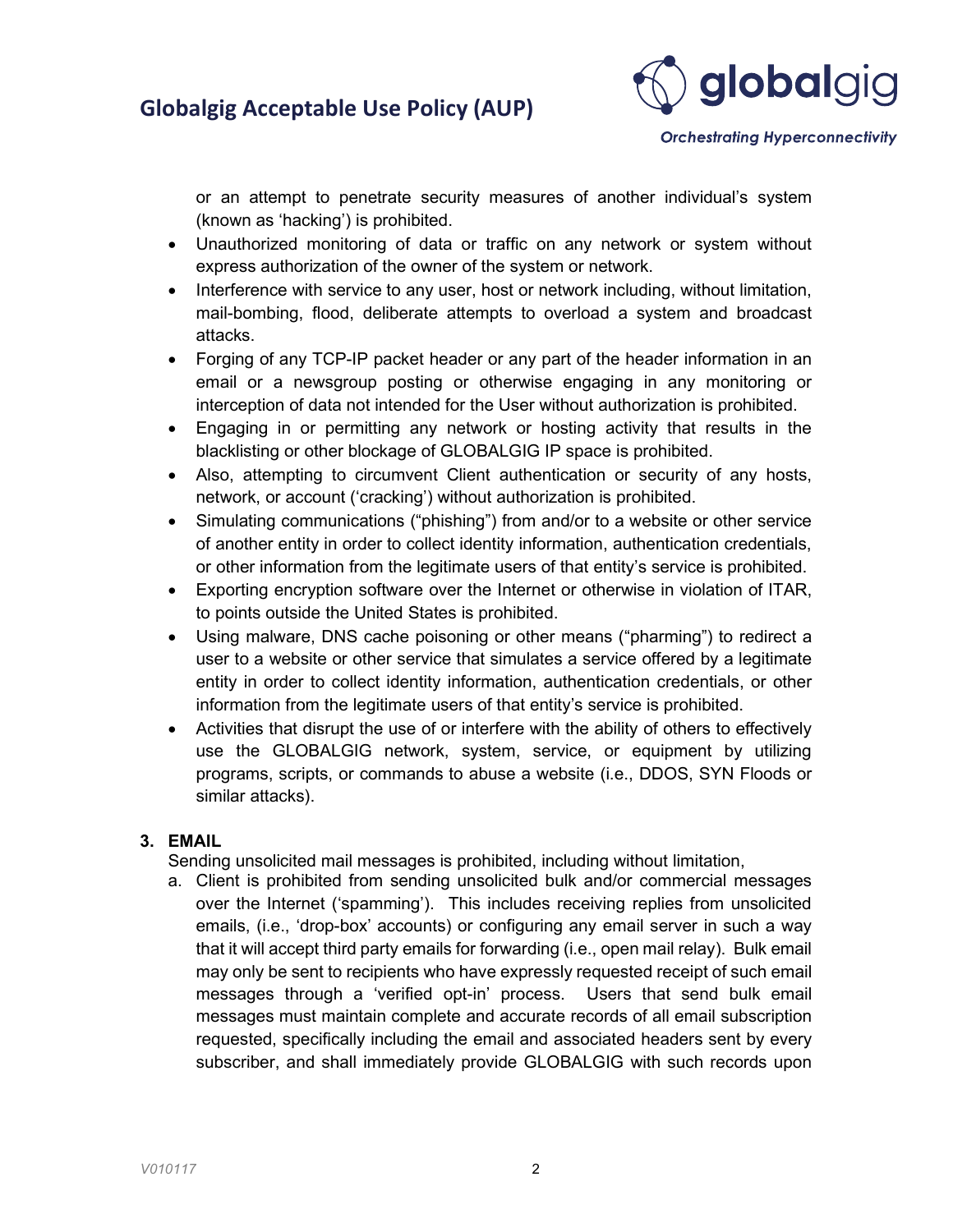or an attempt to penetrate security measures of another individual's system (known as 'hacking') is prohibited.

- Unauthorized monitoring of data or traffic on any network or system without express authorization of the owner of the system or network.
- Interference with service to any user, host or network including, without limitation, mail-bombing, flood, deliberate attempts to overload a system and broadcast attacks.
- Forging of any TCP-IP packet header or any part of the header information in an email or a newsgroup posting or otherwise engaging in any monitoring or interception of data not intended for the User without authorization is prohibited.
- Engaging in or permitting any network or hosting activity that results in the blacklisting or other blockage of GLOBALGIG IP space is prohibited.
- Also, attempting to circumvent Client authentication or security of any hosts, network, or account ('cracking') without authorization is prohibited.
- Simulating communications ("phishing") from and/or to a website or other service of another entity in order to collect identity information, authentication credentials, or other information from the legitimate users of that entity's service is prohibited.
- Exporting encryption software over the Internet or otherwise in violation of ITAR, to points outside the United States is prohibited.
- Using malware, DNS cache poisoning or other means ("pharming") to redirect a user to a website or other service that simulates a service offered by a legitimate entity in order to collect identity information, authentication credentials, or other information from the legitimate users of that entity's service is prohibited.
- Activities that disrupt the use of or interfere with the ability of others to effectively use the GLOBALGIG network, system, service, or equipment by utilizing programs, scripts, or commands to abuse a website (i.e., DDOS, SYN Floods or similar attacks).

## 3. EMAIL

Sending unsolicited mail messages is prohibited, including without limitation,

a. Client is prohibited from sending unsolicited bulk and/or commercial messages over the Internet ('spamming'). This includes receiving replies from unsolicited emails, (i.e., 'drop-box' accounts) or configuring any email server in such a way that it will accept third party emails for forwarding (i.e., open mail relay). Bulk email may only be sent to recipients who have expressly requested receipt of such email messages through a 'verified opt-in' process. Users that send bulk email messages must maintain complete and accurate records of all email subscription requested, specifically including the email and associated headers sent by every subscriber, and shall immediately provide GLOBALGIG with such records upon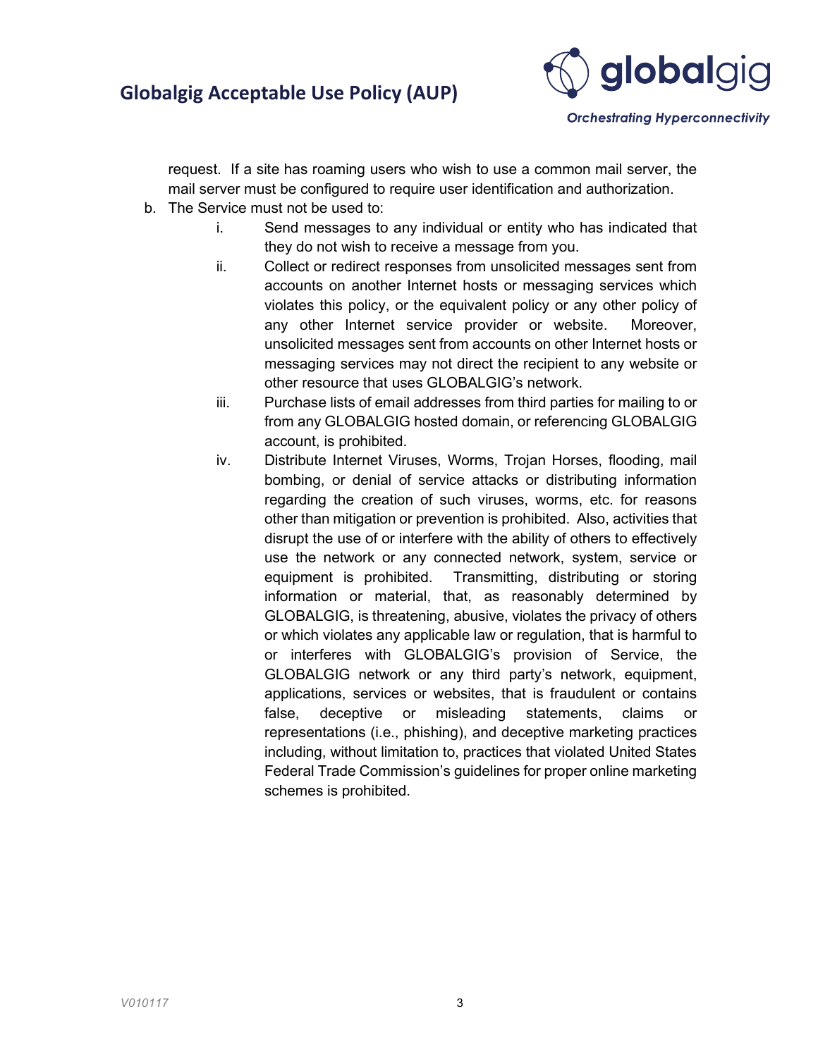request. If a site has roaming users who wish to use a common mail server, the mail server must be configured to require user identification and authorization.

b. The Service must not be used to:

   i. Send messages to any individual or entity who has indicated that they do not wish to receive a message from you.

   ii. Collect or redirect responses from unsolicited messages sent from accounts on another Internet hosts or messaging services which violates this policy, or the equivalent policy or any other policy of any other Internet service provider or website. Moreover, unsolicited messages sent from accounts on other Internet hosts or messaging services may not direct the recipient to any website or other resource that uses GLOBALGIG's network.

   iii. Purchase lists of email addresses from third parties for mailing to or from any GLOBALGIG hosted domain, or referencing GLOBALGIG account, is prohibited.

   iv. Distribute Internet Viruses, Worms, Trojan Horses, flooding, mail bombing, or denial of service attacks or distributing information regarding the creation of such viruses, worms, etc. for reasons other than mitigation or prevention is prohibited. Also, activities that disrupt the use of or interfere with the ability of others to effectively use the network or any connected network, system, service or equipment is prohibited. Transmitting, distributing or storing information or material, that, as reasonably determined by GLOBALGIG, is threatening, abusive, violates the privacy of others or which violates any applicable law or regulation, that is harmful to or interferes with GLOBALGIG's provision of Service, the GLOBALGIG network or any third party's network, equipment, applications, services or websites, that is fraudulent or contains false, deceptive or misleading statements, claims or representations (i.e., phishing), and deceptive marketing practices including, without limitation to, practices that violated United States Federal Trade Commission's guidelines for proper online marketing schemes is prohibited.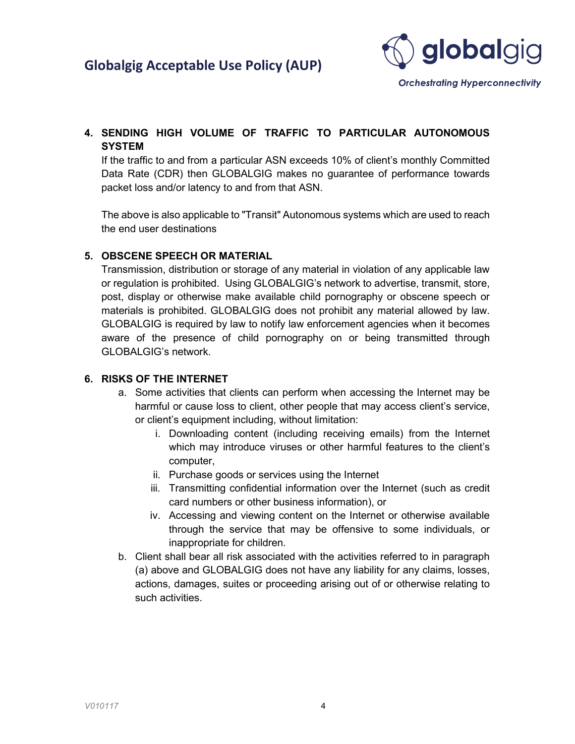4. **SENDING HIGH VOLUME OF TRAFFIC TO PARTICULAR AUTONOMOUS SYSTEM**

   If the traffic to and from a particular ASN exceeds 10% of client's monthly Committed Data Rate (CDR) then GLOBALGIG makes no guarantee of performance towards packet loss and/or latency to and from that ASN.

   The above is also applicable to "Transit" Autonomous systems which are used to reach the end user destinations

5. **OBSCENE SPEECH OR MATERIAL**

   Transmission, distribution or storage of any material in violation of any applicable law or regulation is prohibited. Using GLOBALGIG's network to advertise, transmit, store, post, display or otherwise make available child pornography or obscene speech or materials is prohibited. GLOBALGIG does not prohibit any material allowed by law. GLOBALGIG is required by law to notify law enforcement agencies when it becomes aware of the presence of child pornography on or being transmitted through GLOBALGIG's network.

6. **RISKS OF THE INTERNET**

   a. Some activities that clients can perform when accessing the Internet may be harmful or cause loss to client, other people that may access client's service, or client's equipment including, without limitation:

      i. Downloading content (including receiving emails) from the Internet which may introduce viruses or other harmful features to the client's computer,

      ii. Purchase goods or services using the Internet

      iii. Transmitting confidential information over the Internet (such as credit card numbers or other business information), or

      iv. Accessing and viewing content on the Internet or otherwise available through the service that may be offensive to some individuals, or inappropriate for children.

   b. Client shall bear all risk associated with the activities referred to in paragraph (a) above and GLOBALGIG does not have any liability for any claims, losses, actions, damages, suites or proceeding arising out of or otherwise relating to such activities.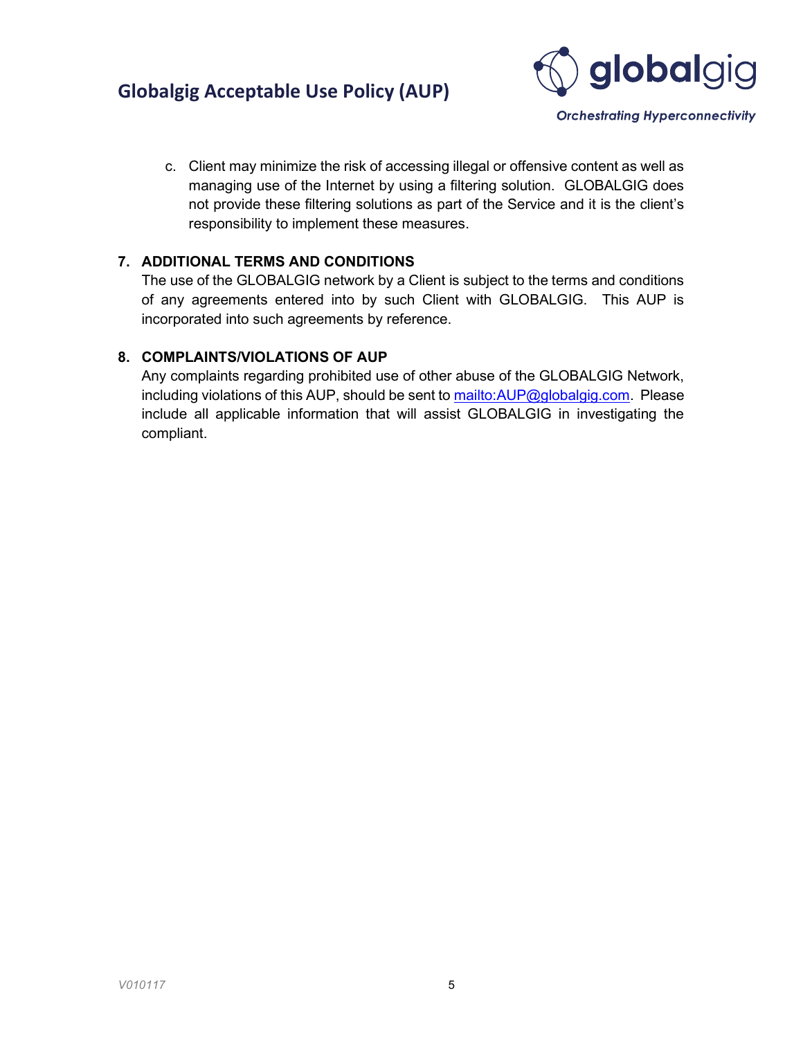c. Client may minimize the risk of accessing illegal or offensive content as well as managing use of the Internet by using a filtering solution. GLOBALGIG does not provide these filtering solutions as part of the Service and it is the client's responsibility to implement these measures.

**7. ADDITIONAL TERMS AND CONDITIONS**

The use of the GLOBALGIG network by a Client is subject to the terms and conditions of any agreements entered into by such Client with GLOBALGIG. This AUP is incorporated into such agreements by reference.

**8. COMPLAINTS/VIOLATIONS OF AUP**

Any complaints regarding prohibited use of other abuse of the GLOBALGIG Network, including violations of this AUP, should be sent to mailto:AUP@globalgig.com. Please include all applicable information that will assist GLOBALGIG in investigating the compliant.